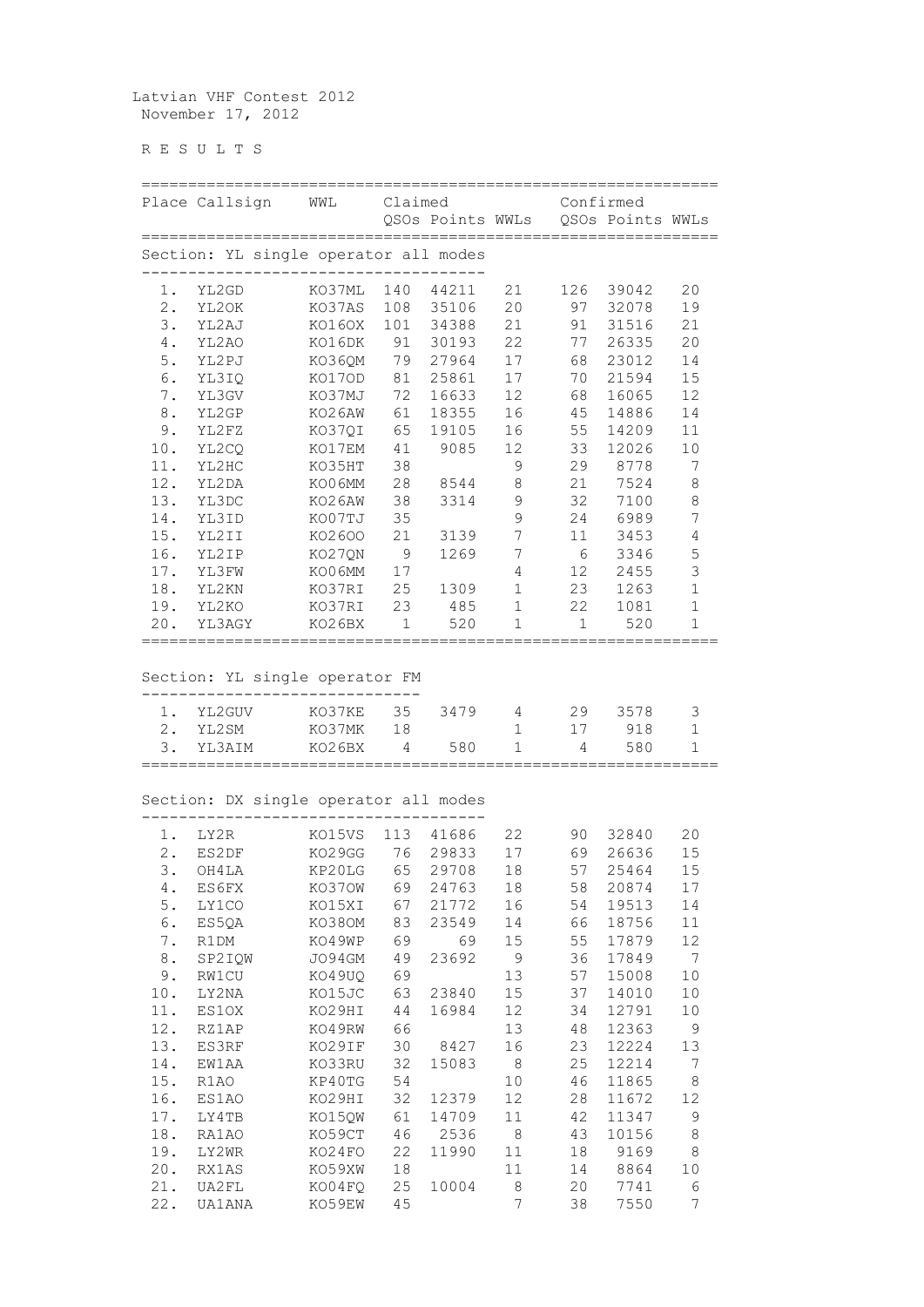Latvian VHF Contest 2012
November 17, 2012

R E S U L T S

| Place | Callsign | WWL | Claimed QSOs | Claimed Points | Claimed WWLs | Confirmed QSOs | Confirmed Points | Confirmed WWLs |
|---|---|---|---|---|---|---|---|---|
| **Section: YL single operator all modes** | | | | | | | | |
| 1. | YL2GD | KO37ML | 140 | 44211 | 21 | 126 | 39042 | 20 |
| 2. | YL2OK | KO37AS | 108 | 35106 | 20 | 97 | 32078 | 19 |
| 3. | YL2AJ | KO16OX | 101 | 34388 | 21 | 91 | 31516 | 21 |
| 4. | YL2AO | KO16DK | 91 | 30193 | 22 | 77 | 26335 | 20 |
| 5. | YL2PJ | KO36QM | 79 | 27964 | 17 | 68 | 23012 | 14 |
| 6. | YL3IQ | KO17OD | 81 | 25861 | 17 | 70 | 21594 | 15 |
| 7. | YL3GV | KO37MJ | 72 | 16633 | 12 | 68 | 16065 | 12 |
| 8. | YL2GP | KO26AW | 61 | 18355 | 16 | 45 | 14886 | 14 |
| 9. | YL2FZ | KO37QI | 65 | 19105 | 16 | 55 | 14209 | 11 |
| 10. | YL2CQ | KO17EM | 41 | 9085 | 12 | 33 | 12026 | 10 |
| 11. | YL2HC | KO35HT | 38 | | 9 | 29 | 8778 | 7 |
| 12. | YL2DA | KO06MM | 28 | 8544 | 8 | 21 | 7524 | 8 |
| 13. | YL3DC | KO26AW | 38 | 3314 | 9 | 32 | 7100 | 8 |
| 14. | YL3ID | KO07TJ | 35 | | 9 | 24 | 6989 | 7 |
| 15. | YL2II | KO26OO | 21 | 3139 | 7 | 11 | 3453 | 4 |
| 16. | YL2IP | KO27QN | 9 | 1269 | 7 | 6 | 3346 | 5 |
| 17. | YL3FW | KO06MM | 17 | | 4 | 12 | 2455 | 3 |
| 18. | YL2KN | KO37RI | 25 | 1309 | 1 | 23 | 1263 | 1 |
| 19. | YL2KO | KO37RI | 23 | 485 | 1 | 22 | 1081 | 1 |
| 20. | YL3AGY | KO26BX | 1 | 520 | 1 | 1 | 520 | 1 |
| **Section: YL single operator FM** | | | | | | | | |
| 1. | YL2GUV | KO37KE | 35 | 3479 | 4 | 29 | 3578 | 3 |
| 2. | YL2SM | KO37MK | 18 | | 1 | 17 | 918 | 1 |
| 3. | YL3AIM | KO26BX | 4 | 580 | 1 | 4 | 580 | 1 |
| **Section: DX single operator all modes** | | | | | | | | |
| 1. | LY2R | KO15VS | 113 | 41686 | 22 | 90 | 32840 | 20 |
| 2. | ES2DF | KO29GG | 76 | 29833 | 17 | 69 | 26636 | 15 |
| 3. | OH4LA | KP20LG | 65 | 29708 | 18 | 57 | 25464 | 15 |
| 4. | ES6FX | KO37OW | 69 | 24763 | 18 | 58 | 20874 | 17 |
| 5. | LY1CO | KO15XI | 67 | 21772 | 16 | 54 | 19513 | 14 |
| 6. | ES5QA | KO38OM | 83 | 23549 | 14 | 66 | 18756 | 11 |
| 7. | R1DM | KO49WP | 69 | 69 | 15 | 55 | 17879 | 12 |
| 8. | SP2IQW | JO94GM | 49 | 23692 | 9 | 36 | 17849 | 7 |
| 9. | RW1CU | KO49UQ | 69 | | 13 | 57 | 15008 | 10 |
| 10. | LY2NA | KO15JC | 63 | 23840 | 15 | 37 | 14010 | 10 |
| 11. | ES1OX | KO29HI | 44 | 16984 | 12 | 34 | 12791 | 10 |
| 12. | RZ1AP | KO49RW | 66 | | 13 | 48 | 12363 | 9 |
| 13. | ES3RF | KO29IF | 30 | 8427 | 16 | 23 | 12224 | 13 |
| 14. | EW1AA | KO33RU | 32 | 15083 | 8 | 25 | 12214 | 7 |
| 15. | R1AO | KP40TG | 54 | | 10 | 46 | 11865 | 8 |
| 16. | ES1AO | KO29HI | 32 | 12379 | 12 | 28 | 11672 | 12 |
| 17. | LY4TB | KO15QW | 61 | 14709 | 11 | 42 | 11347 | 9 |
| 18. | RA1AO | KO59CT | 46 | 2536 | 8 | 43 | 10156 | 8 |
| 19. | LY2WR | KO24FO | 22 | 11990 | 11 | 18 | 9169 | 8 |
| 20. | RX1AS | KO59XW | 18 | | 11 | 14 | 8864 | 10 |
| 21. | UA2FL | KO04FQ | 25 | 10004 | 8 | 20 | 7741 | 6 |
| 22. | UA1ANA | KO59EW | 45 | | 7 | 38 | 7550 | 7 |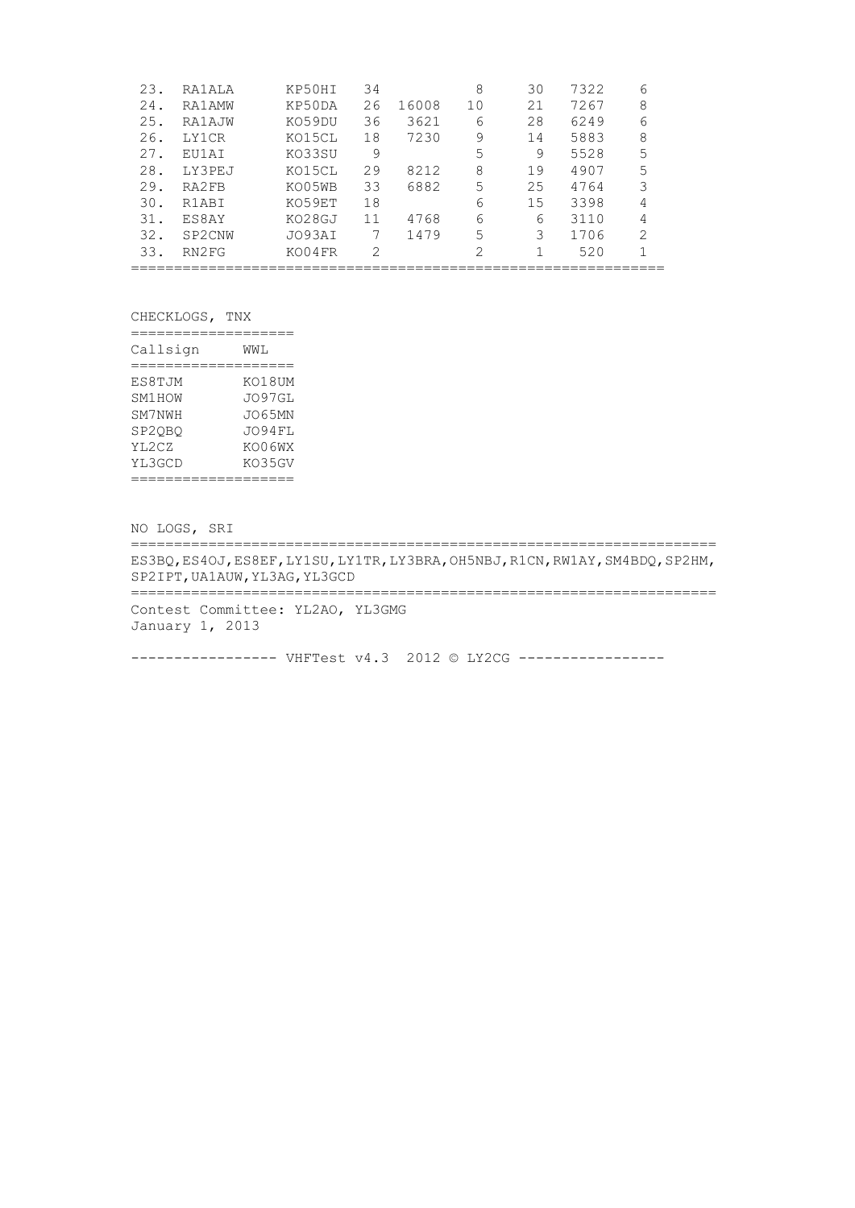| | | | | | | | | |
|---|---|---|---|---|---|---|---|---|
| 23. | RA1ALA | KP50HI | 34 | | 8 | 30 | 7322 | 6 |
| 24. | RA1AMW | KP50DA | 26 | 16008 | 10 | 21 | 7267 | 8 |
| 25. | RA1AJW | KO59DU | 36 | 3621 | 6 | 28 | 6249 | 6 |
| 26. | LY1CR | KO15CL | 18 | 7230 | 9 | 14 | 5883 | 8 |
| 27. | EU1AI | KO33SU | 9 | | 5 | 9 | 5528 | 5 |
| 28. | LY3PEJ | KO15CL | 29 | 8212 | 8 | 19 | 4907 | 5 |
| 29. | RA2FB | KO05WB | 33 | 6882 | 5 | 25 | 4764 | 3 |
| 30. | R1ABI | KO59ET | 18 | | 6 | 15 | 3398 | 4 |
| 31. | ES8AY | KO28GJ | 11 | 4768 | 6 | 6 | 3110 | 4 |
| 32. | SP2CNW | JO93AI | 7 | 1479 | 5 | 3 | 1706 | 2 |
| 33. | RN2FG | KO04FR | 2 | | 2 | 1 | 520 | 1 |

CHECKLOGS, TNX

| Callsign | WWL |
|---|---|
| ES8TJM | KO18UM |
| SM1HOW | JO97GL |
| SM7NWH | JO65MN |
| SP2QBQ | JO94FL |
| YL2CZ | KO06WX |
| YL3GCD | KO35GV |

NO LOGS, SRI

ES3BQ,ES4OJ,ES8EF,LY1SU,LY1TR,LY3BRA,OH5NBJ,R1CN,RW1AY,SM4BDQ,SP2HM,
SP2IPT,UA1AUW,YL3AG,YL3GCD

Contest Committee: YL2AO, YL3GMG
January 1, 2013

----------------- VHFTest v4.3 2012 © LY2CG -----------------